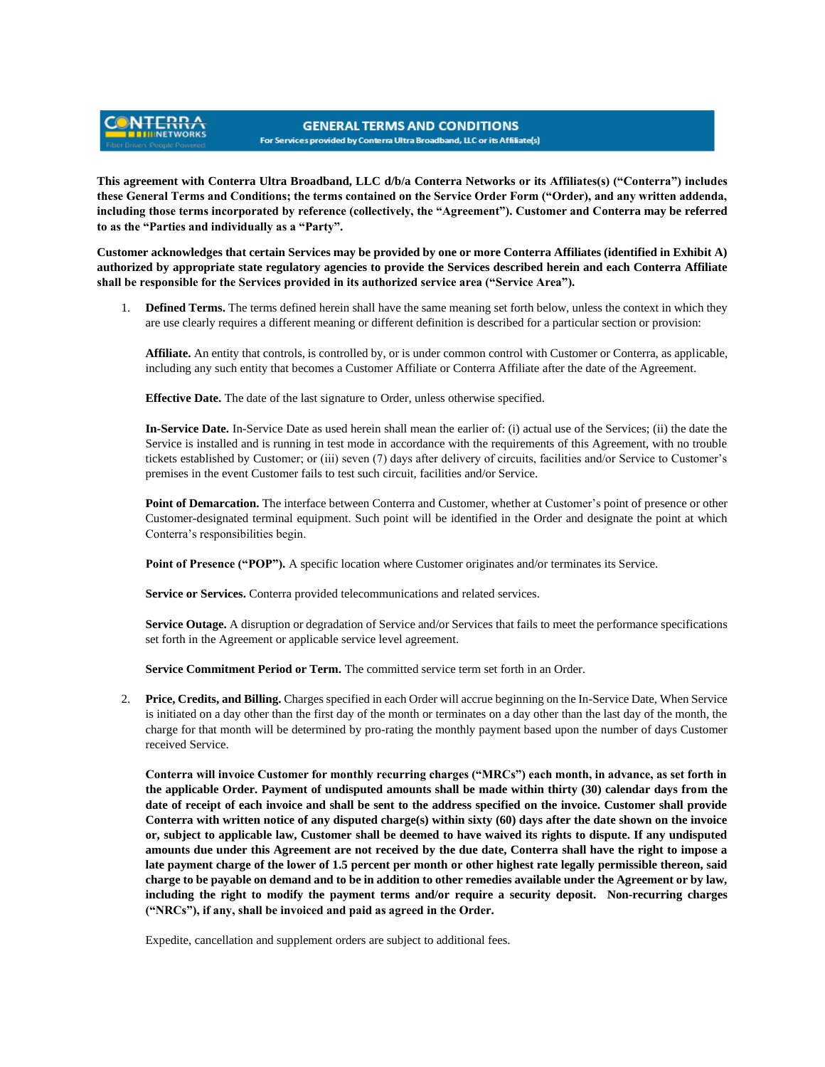# GENERAL TERMS AND CONDITIONS

**For Services provided by Conterra Ultra Broadband, LLC or its Affiliate(s)**

**This agreement with Conterra Ultra Broadband, LLC d/b/a Conterra Networks or its Affiliates(s) ("Conterra") includes these General Terms and Conditions; the terms contained on the Service Order Form ("Order), and any written addenda, including those terms incorporated by reference (collectively, the "Agreement"). Customer and Conterra may be referred to as the "Parties and individually as a "Party".**

**Customer acknowledges that certain Services may be provided by one or more Conterra Affiliates (identified in Exhibit A) authorized by appropriate state regulatory agencies to provide the Services described herein and each Conterra Affiliate shall be responsible for the Services provided in its authorized service area ("Service Area").**

1. **Defined Terms.** The terms defined herein shall have the same meaning set forth below, unless the context in which they are use clearly requires a different meaning or different definition is described for a particular section or provision:

   **Affiliate.** An entity that controls, is controlled by, or is under common control with Customer or Conterra, as applicable, including any such entity that becomes a Customer Affiliate or Conterra Affiliate after the date of the Agreement.

   **Effective Date.** The date of the last signature to Order, unless otherwise specified.

   **In-Service Date.** In-Service Date as used herein shall mean the earlier of: (i) actual use of the Services; (ii) the date the Service is installed and is running in test mode in accordance with the requirements of this Agreement, with no trouble tickets established by Customer; or (iii) seven (7) days after delivery of circuits, facilities and/or Service to Customer's premises in the event Customer fails to test such circuit, facilities and/or Service.

   **Point of Demarcation.** The interface between Conterra and Customer, whether at Customer's point of presence or other Customer-designated terminal equipment. Such point will be identified in the Order and designate the point at which Conterra's responsibilities begin.

   **Point of Presence ("POP").** A specific location where Customer originates and/or terminates its Service.

   **Service or Services.** Conterra provided telecommunications and related services.

   **Service Outage.** A disruption or degradation of Service and/or Services that fails to meet the performance specifications set forth in the Agreement or applicable service level agreement.

   **Service Commitment Period or Term.** The committed service term set forth in an Order.

2. **Price, Credits, and Billing.** Charges specified in each Order will accrue beginning on the In-Service Date, When Service is initiated on a day other than the first day of the month or terminates on a day other than the last day of the month, the charge for that month will be determined by pro-rating the monthly payment based upon the number of days Customer received Service.

   **Conterra will invoice Customer for monthly recurring charges ("MRCs") each month, in advance, as set forth in the applicable Order. Payment of undisputed amounts shall be made within thirty (30) calendar days from the date of receipt of each invoice and shall be sent to the address specified on the invoice. Customer shall provide Conterra with written notice of any disputed charge(s) within sixty (60) days after the date shown on the invoice or, subject to applicable law, Customer shall be deemed to have waived its rights to dispute. If any undisputed amounts due under this Agreement are not received by the due date, Conterra shall have the right to impose a late payment charge of the lower of 1.5 percent per month or other highest rate legally permissible thereon, said charge to be payable on demand and to be in addition to other remedies available under the Agreement or by law, including the right to modify the payment terms and/or require a security deposit. Non-recurring charges ("NRCs"), if any, shall be invoiced and paid as agreed in the Order.**

   Expedite, cancellation and supplement orders are subject to additional fees.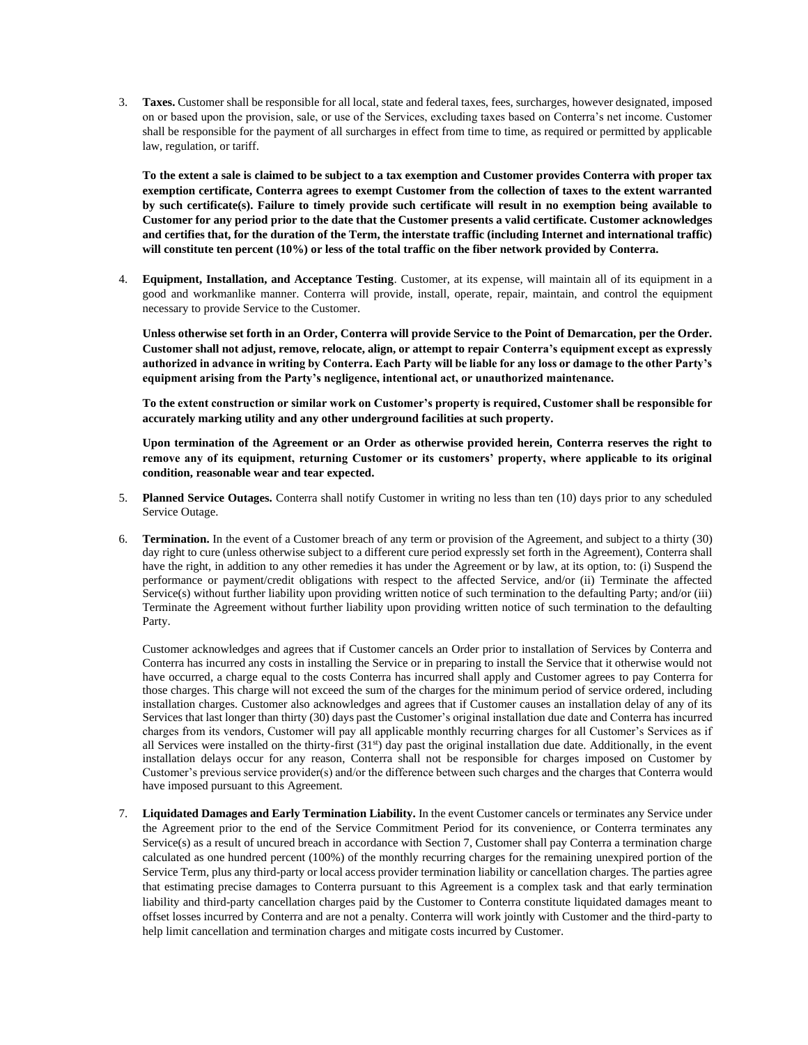3. **Taxes.** Customer shall be responsible for all local, state and federal taxes, fees, surcharges, however designated, imposed on or based upon the provision, sale, or use of the Services, excluding taxes based on Conterra's net income. Customer shall be responsible for the payment of all surcharges in effect from time to time, as required or permitted by applicable law, regulation, or tariff.

   **To the extent a sale is claimed to be subject to a tax exemption and Customer provides Conterra with proper tax exemption certificate, Conterra agrees to exempt Customer from the collection of taxes to the extent warranted by such certificate(s). Failure to timely provide such certificate will result in no exemption being available to Customer for any period prior to the date that the Customer presents a valid certificate. Customer acknowledges and certifies that, for the duration of the Term, the interstate traffic (including Internet and international traffic) will constitute ten percent (10%) or less of the total traffic on the fiber network provided by Conterra.**

4. **Equipment, Installation, and Acceptance Testing**. Customer, at its expense, will maintain all of its equipment in a good and workmanlike manner. Conterra will provide, install, operate, repair, maintain, and control the equipment necessary to provide Service to the Customer.

   **Unless otherwise set forth in an Order, Conterra will provide Service to the Point of Demarcation, per the Order. Customer shall not adjust, remove, relocate, align, or attempt to repair Conterra's equipment except as expressly authorized in advance in writing by Conterra. Each Party will be liable for any loss or damage to the other Party's equipment arising from the Party's negligence, intentional act, or unauthorized maintenance.**

   **To the extent construction or similar work on Customer's property is required, Customer shall be responsible for accurately marking utility and any other underground facilities at such property.**

   **Upon termination of the Agreement or an Order as otherwise provided herein, Conterra reserves the right to remove any of its equipment, returning Customer or its customers' property, where applicable to its original condition, reasonable wear and tear expected.**

5. **Planned Service Outages.** Conterra shall notify Customer in writing no less than ten (10) days prior to any scheduled Service Outage.

6. **Termination.** In the event of a Customer breach of any term or provision of the Agreement, and subject to a thirty (30) day right to cure (unless otherwise subject to a different cure period expressly set forth in the Agreement), Conterra shall have the right, in addition to any other remedies it has under the Agreement or by law, at its option, to: (i) Suspend the performance or payment/credit obligations with respect to the affected Service, and/or (ii) Terminate the affected Service(s) without further liability upon providing written notice of such termination to the defaulting Party; and/or (iii) Terminate the Agreement without further liability upon providing written notice of such termination to the defaulting Party.

   Customer acknowledges and agrees that if Customer cancels an Order prior to installation of Services by Conterra and Conterra has incurred any costs in installing the Service or in preparing to install the Service that it otherwise would not have occurred, a charge equal to the costs Conterra has incurred shall apply and Customer agrees to pay Conterra for those charges. This charge will not exceed the sum of the charges for the minimum period of service ordered, including installation charges. Customer also acknowledges and agrees that if Customer causes an installation delay of any of its Services that last longer than thirty (30) days past the Customer's original installation due date and Conterra has incurred charges from its vendors, Customer will pay all applicable monthly recurring charges for all Customer's Services as if all Services were installed on the thirty-first (31st) day past the original installation due date. Additionally, in the event installation delays occur for any reason, Conterra shall not be responsible for charges imposed on Customer by Customer's previous service provider(s) and/or the difference between such charges and the charges that Conterra would have imposed pursuant to this Agreement.

7. **Liquidated Damages and Early Termination Liability.** In the event Customer cancels or terminates any Service under the Agreement prior to the end of the Service Commitment Period for its convenience, or Conterra terminates any Service(s) as a result of uncured breach in accordance with Section 7, Customer shall pay Conterra a termination charge calculated as one hundred percent (100%) of the monthly recurring charges for the remaining unexpired portion of the Service Term, plus any third-party or local access provider termination liability or cancellation charges. The parties agree that estimating precise damages to Conterra pursuant to this Agreement is a complex task and that early termination liability and third-party cancellation charges paid by the Customer to Conterra constitute liquidated damages meant to offset losses incurred by Conterra and are not a penalty. Conterra will work jointly with Customer and the third-party to help limit cancellation and termination charges and mitigate costs incurred by Customer.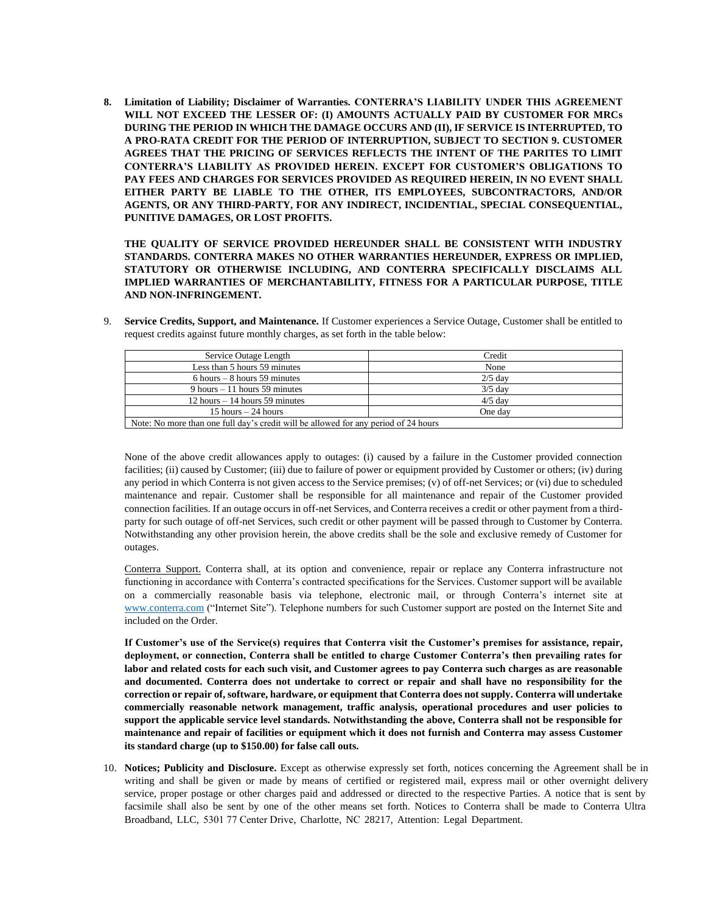8. **Limitation of Liability; Disclaimer of Warranties. CONTERRA'S LIABILITY UNDER THIS AGREEMENT WILL NOT EXCEED THE LESSER OF: (I) AMOUNTS ACTUALLY PAID BY CUSTOMER FOR MRCs DURING THE PERIOD IN WHICH THE DAMAGE OCCURS AND (II), IF SERVICE IS INTERRUPTED, TO A PRO-RATA CREDIT FOR THE PERIOD OF INTERRUPTION, SUBJECT TO SECTION 9. CUSTOMER AGREES THAT THE PRICING OF SERVICES REFLECTS THE INTENT OF THE PARITES TO LIMIT CONTERRA'S LIABILITY AS PROVIDED HEREIN. EXCEPT FOR CUSTOMER'S OBLIGATIONS TO PAY FEES AND CHARGES FOR SERVICES PROVIDED AS REQUIRED HEREIN, IN NO EVENT SHALL EITHER PARTY BE LIABLE TO THE OTHER, ITS EMPLOYEES, SUBCONTRACTORS, AND/OR AGENTS, OR ANY THIRD-PARTY, FOR ANY INDIRECT, INCIDENTIAL, SPECIAL CONSEQUENTIAL, PUNITIVE DAMAGES, OR LOST PROFITS.**

   **THE QUALITY OF SERVICE PROVIDED HEREUNDER SHALL BE CONSISTENT WITH INDUSTRY STANDARDS. CONTERRA MAKES NO OTHER WARRANTIES HEREUNDER, EXPRESS OR IMPLIED, STATUTORY OR OTHERWISE INCLUDING, AND CONTERRA SPECIFICALLY DISCLAIMS ALL IMPLIED WARRANTIES OF MERCHANTABILITY, FITNESS FOR A PARTICULAR PURPOSE, TITLE AND NON-INFRINGEMENT.**

9. **Service Credits, Support, and Maintenance.** If Customer experiences a Service Outage, Customer shall be entitled to request credits against future monthly charges, as set forth in the table below:

| Service Outage Length | Credit |
|---|---|
| Less than 5 hours 59 minutes | None |
| 6 hours – 8 hours 59 minutes | 2/5 day |
| 9 hours – 11 hours 59 minutes | 3/5 day |
| 12 hours – 14 hours 59 minutes | 4/5 day |
| 15 hours – 24 hours | One day |
| Note: No more than one full day's credit will be allowed for any period of 24 hours | |

   None of the above credit allowances apply to outages: (i) caused by a failure in the Customer provided connection facilities; (ii) caused by Customer; (iii) due to failure of power or equipment provided by Customer or others; (iv) during any period in which Conterra is not given access to the Service premises; (v) of off-net Services; or (vi) due to scheduled maintenance and repair. Customer shall be responsible for all maintenance and repair of the Customer provided connection facilities. If an outage occurs in off-net Services, and Conterra receives a credit or other payment from a third-party for such outage of off-net Services, such credit or other payment will be passed through to Customer by Conterra. Notwithstanding any other provision herein, the above credits shall be the sole and exclusive remedy of Customer for outages.

   Conterra Support. Conterra shall, at its option and convenience, repair or replace any Conterra infrastructure not functioning in accordance with Conterra's contracted specifications for the Services. Customer support will be available on a commercially reasonable basis via telephone, electronic mail, or through Conterra's internet site at www.conterra.com ("Internet Site"). Telephone numbers for such Customer support are posted on the Internet Site and included on the Order.

   **If Customer's use of the Service(s) requires that Conterra visit the Customer's premises for assistance, repair, deployment, or connection, Conterra shall be entitled to charge Customer Conterra's then prevailing rates for labor and related costs for each such visit, and Customer agrees to pay Conterra such charges as are reasonable and documented. Conterra does not undertake to correct or repair and shall have no responsibility for the correction or repair of, software, hardware, or equipment that Conterra does not supply. Conterra will undertake commercially reasonable network management, traffic analysis, operational procedures and user policies to support the applicable service level standards. Notwithstanding the above, Conterra shall not be responsible for maintenance and repair of facilities or equipment which it does not furnish and Conterra may assess Customer its standard charge (up to $150.00) for false call outs.**

10. **Notices; Publicity and Disclosure.** Except as otherwise expressly set forth, notices concerning the Agreement shall be in writing and shall be given or made by means of certified or registered mail, express mail or other overnight delivery service, proper postage or other charges paid and addressed or directed to the respective Parties. A notice that is sent by facsimile shall also be sent by one of the other means set forth. Notices to Conterra shall be made to Conterra Ultra Broadband, LLC, 5301 77 Center Drive, Charlotte, NC 28217, Attention: Legal Department.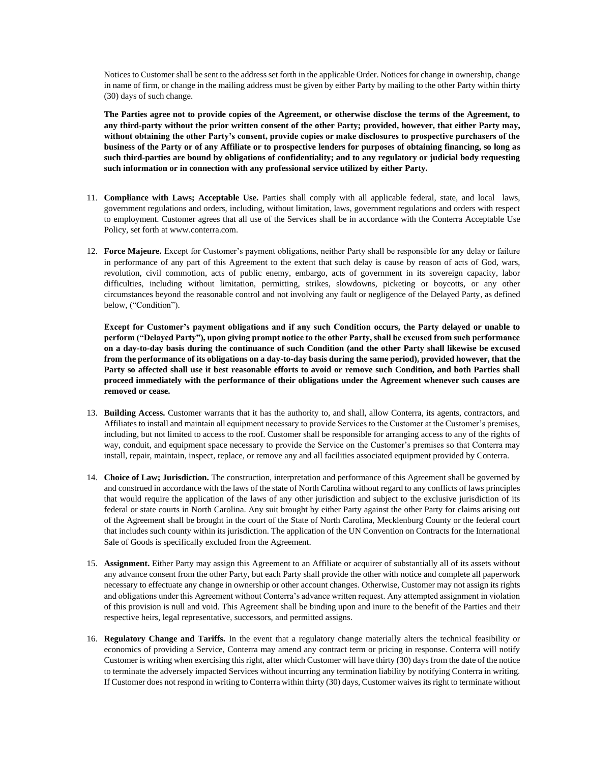Notices to Customer shall be sent to the address set forth in the applicable Order. Notices for change in ownership, change in name of firm, or change in the mailing address must be given by either Party by mailing to the other Party within thirty (30) days of such change.

**The Parties agree not to provide copies of the Agreement, or otherwise disclose the terms of the Agreement, to any third-party without the prior written consent of the other Party; provided, however, that either Party may, without obtaining the other Party's consent, provide copies or make disclosures to prospective purchasers of the business of the Party or of any Affiliate or to prospective lenders for purposes of obtaining financing, so long as such third-parties are bound by obligations of confidentiality; and to any regulatory or judicial body requesting such information or in connection with any professional service utilized by either Party.**

11. **Compliance with Laws; Acceptable Use.** Parties shall comply with all applicable federal, state, and local laws, government regulations and orders, including, without limitation, laws, government regulations and orders with respect to employment. Customer agrees that all use of the Services shall be in accordance with the Conterra Acceptable Use Policy, set forth at www.conterra.com.

12. **Force Majeure.** Except for Customer's payment obligations, neither Party shall be responsible for any delay or failure in performance of any part of this Agreement to the extent that such delay is cause by reason of acts of God, wars, revolution, civil commotion, acts of public enemy, embargo, acts of government in its sovereign capacity, labor difficulties, including without limitation, permitting, strikes, slowdowns, picketing or boycotts, or any other circumstances beyond the reasonable control and not involving any fault or negligence of the Delayed Party, as defined below, ("Condition").

    **Except for Customer's payment obligations and if any such Condition occurs, the Party delayed or unable to perform ("Delayed Party"), upon giving prompt notice to the other Party, shall be excused from such performance on a day-to-day basis during the continuance of such Condition (and the other Party shall likewise be excused from the performance of its obligations on a day-to-day basis during the same period), provided however, that the Party so affected shall use it best reasonable efforts to avoid or remove such Condition, and both Parties shall proceed immediately with the performance of their obligations under the Agreement whenever such causes are removed or cease.**

13. **Building Access.** Customer warrants that it has the authority to, and shall, allow Conterra, its agents, contractors, and Affiliates to install and maintain all equipment necessary to provide Services to the Customer at the Customer's premises, including, but not limited to access to the roof. Customer shall be responsible for arranging access to any of the rights of way, conduit, and equipment space necessary to provide the Service on the Customer's premises so that Conterra may install, repair, maintain, inspect, replace, or remove any and all facilities associated equipment provided by Conterra.

14. **Choice of Law; Jurisdiction.** The construction, interpretation and performance of this Agreement shall be governed by and construed in accordance with the laws of the state of North Carolina without regard to any conflicts of laws principles that would require the application of the laws of any other jurisdiction and subject to the exclusive jurisdiction of its federal or state courts in North Carolina. Any suit brought by either Party against the other Party for claims arising out of the Agreement shall be brought in the court of the State of North Carolina, Mecklenburg County or the federal court that includes such county within its jurisdiction. The application of the UN Convention on Contracts for the International Sale of Goods is specifically excluded from the Agreement.

15. **Assignment.** Either Party may assign this Agreement to an Affiliate or acquirer of substantially all of its assets without any advance consent from the other Party, but each Party shall provide the other with notice and complete all paperwork necessary to effectuate any change in ownership or other account changes. Otherwise, Customer may not assign its rights and obligations under this Agreement without Conterra's advance written request. Any attempted assignment in violation of this provision is null and void. This Agreement shall be binding upon and inure to the benefit of the Parties and their respective heirs, legal representative, successors, and permitted assigns.

16. **Regulatory Change and Tariffs.** In the event that a regulatory change materially alters the technical feasibility or economics of providing a Service, Conterra may amend any contract term or pricing in response. Conterra will notify Customer is writing when exercising this right, after which Customer will have thirty (30) days from the date of the notice to terminate the adversely impacted Services without incurring any termination liability by notifying Conterra in writing. If Customer does not respond in writing to Conterra within thirty (30) days, Customer waives its right to terminate without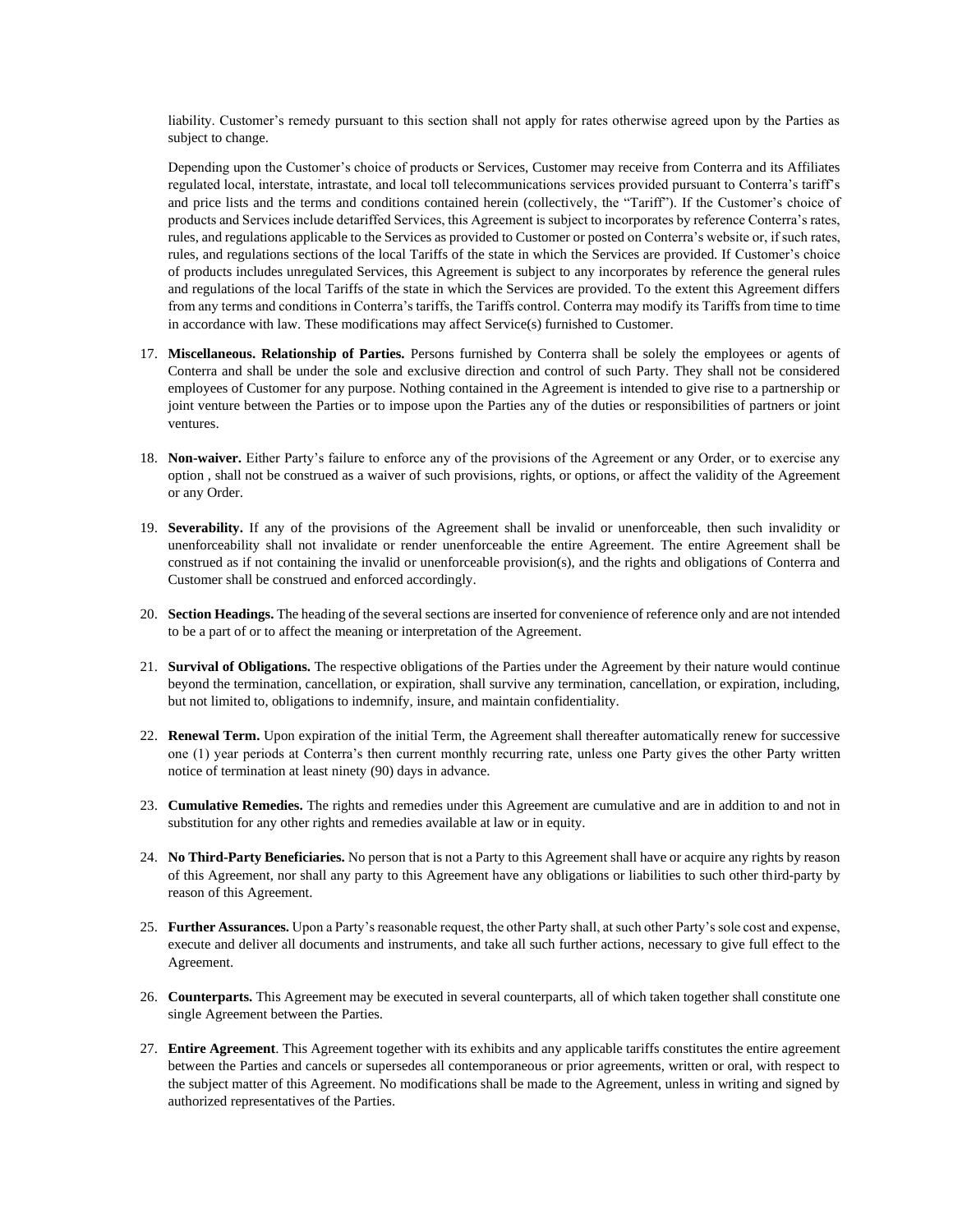liability. Customer's remedy pursuant to this section shall not apply for rates otherwise agreed upon by the Parties as subject to change.

Depending upon the Customer's choice of products or Services, Customer may receive from Conterra and its Affiliates regulated local, interstate, intrastate, and local toll telecommunications services provided pursuant to Conterra's tariff's and price lists and the terms and conditions contained herein (collectively, the "Tariff"). If the Customer's choice of products and Services include detariffed Services, this Agreement is subject to incorporates by reference Conterra's rates, rules, and regulations applicable to the Services as provided to Customer or posted on Conterra's website or, if such rates, rules, and regulations sections of the local Tariffs of the state in which the Services are provided. If Customer's choice of products includes unregulated Services, this Agreement is subject to any incorporates by reference the general rules and regulations of the local Tariffs of the state in which the Services are provided. To the extent this Agreement differs from any terms and conditions in Conterra's tariffs, the Tariffs control. Conterra may modify its Tariffs from time to time in accordance with law. These modifications may affect Service(s) furnished to Customer.

17. **Miscellaneous. Relationship of Parties.** Persons furnished by Conterra shall be solely the employees or agents of Conterra and shall be under the sole and exclusive direction and control of such Party. They shall not be considered employees of Customer for any purpose. Nothing contained in the Agreement is intended to give rise to a partnership or joint venture between the Parties or to impose upon the Parties any of the duties or responsibilities of partners or joint ventures.

18. **Non-waiver.** Either Party's failure to enforce any of the provisions of the Agreement or any Order, or to exercise any option , shall not be construed as a waiver of such provisions, rights, or options, or affect the validity of the Agreement or any Order.

19. **Severability.** If any of the provisions of the Agreement shall be invalid or unenforceable, then such invalidity or unenforceability shall not invalidate or render unenforceable the entire Agreement. The entire Agreement shall be construed as if not containing the invalid or unenforceable provision(s), and the rights and obligations of Conterra and Customer shall be construed and enforced accordingly.

20. **Section Headings.** The heading of the several sections are inserted for convenience of reference only and are not intended to be a part of or to affect the meaning or interpretation of the Agreement.

21. **Survival of Obligations.** The respective obligations of the Parties under the Agreement by their nature would continue beyond the termination, cancellation, or expiration, shall survive any termination, cancellation, or expiration, including, but not limited to, obligations to indemnify, insure, and maintain confidentiality.

22. **Renewal Term.** Upon expiration of the initial Term, the Agreement shall thereafter automatically renew for successive one (1) year periods at Conterra's then current monthly recurring rate, unless one Party gives the other Party written notice of termination at least ninety (90) days in advance.

23. **Cumulative Remedies.** The rights and remedies under this Agreement are cumulative and are in addition to and not in substitution for any other rights and remedies available at law or in equity.

24. **No Third-Party Beneficiaries.** No person that is not a Party to this Agreement shall have or acquire any rights by reason of this Agreement, nor shall any party to this Agreement have any obligations or liabilities to such other third-party by reason of this Agreement.

25. **Further Assurances.** Upon a Party's reasonable request, the other Party shall, at such other Party's sole cost and expense, execute and deliver all documents and instruments, and take all such further actions, necessary to give full effect to the Agreement.

26. **Counterparts.** This Agreement may be executed in several counterparts, all of which taken together shall constitute one single Agreement between the Parties.

27. **Entire Agreement**. This Agreement together with its exhibits and any applicable tariffs constitutes the entire agreement between the Parties and cancels or supersedes all contemporaneous or prior agreements, written or oral, with respect to the subject matter of this Agreement. No modifications shall be made to the Agreement, unless in writing and signed by authorized representatives of the Parties.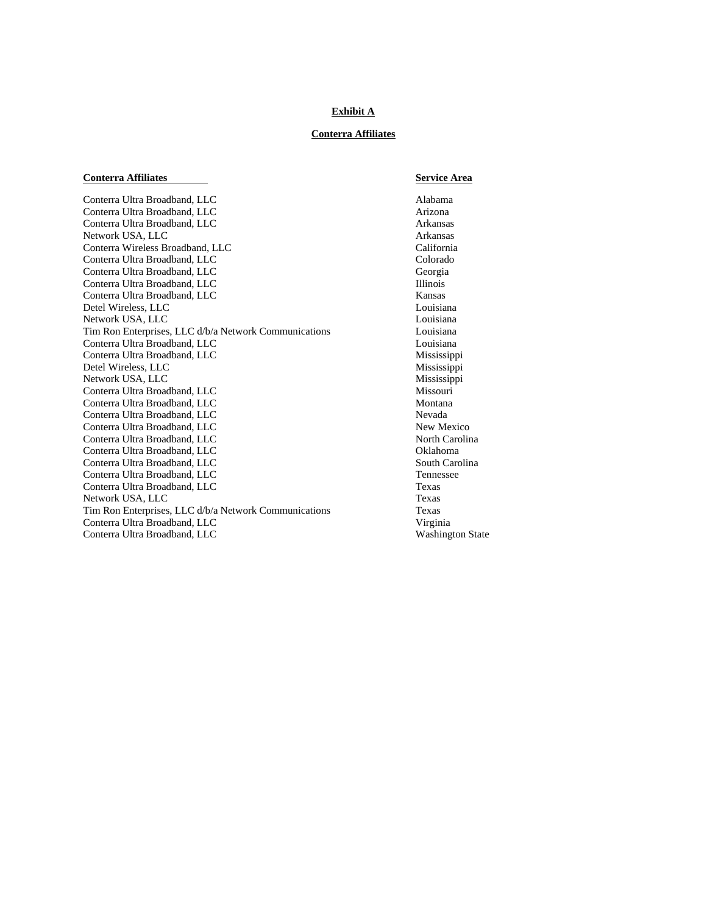**Exhibit A**

**Conterra Affiliates**

| Conterra Affiliates | Service Area |
| --- | --- |
| Conterra Ultra Broadband, LLC | Alabama |
| Conterra Ultra Broadband, LLC | Arizona |
| Conterra Ultra Broadband, LLC | Arkansas |
| Network USA, LLC | Arkansas |
| Conterra Wireless Broadband, LLC | California |
| Conterra Ultra Broadband, LLC | Colorado |
| Conterra Ultra Broadband, LLC | Georgia |
| Conterra Ultra Broadband, LLC | Illinois |
| Conterra Ultra Broadband, LLC | Kansas |
| Detel Wireless, LLC | Louisiana |
| Network USA, LLC | Louisiana |
| Tim Ron Enterprises, LLC d/b/a Network Communications | Louisiana |
| Conterra Ultra Broadband, LLC | Louisiana |
| Conterra Ultra Broadband, LLC | Mississippi |
| Detel Wireless, LLC | Mississippi |
| Network USA, LLC | Mississippi |
| Conterra Ultra Broadband, LLC | Missouri |
| Conterra Ultra Broadband, LLC | Montana |
| Conterra Ultra Broadband, LLC | Nevada |
| Conterra Ultra Broadband, LLC | New Mexico |
| Conterra Ultra Broadband, LLC | North Carolina |
| Conterra Ultra Broadband, LLC | Oklahoma |
| Conterra Ultra Broadband, LLC | South Carolina |
| Conterra Ultra Broadband, LLC | Tennessee |
| Conterra Ultra Broadband, LLC | Texas |
| Network USA, LLC | Texas |
| Tim Ron Enterprises, LLC d/b/a Network Communications | Texas |
| Conterra Ultra Broadband, LLC | Virginia |
| Conterra Ultra Broadband, LLC | Washington State |